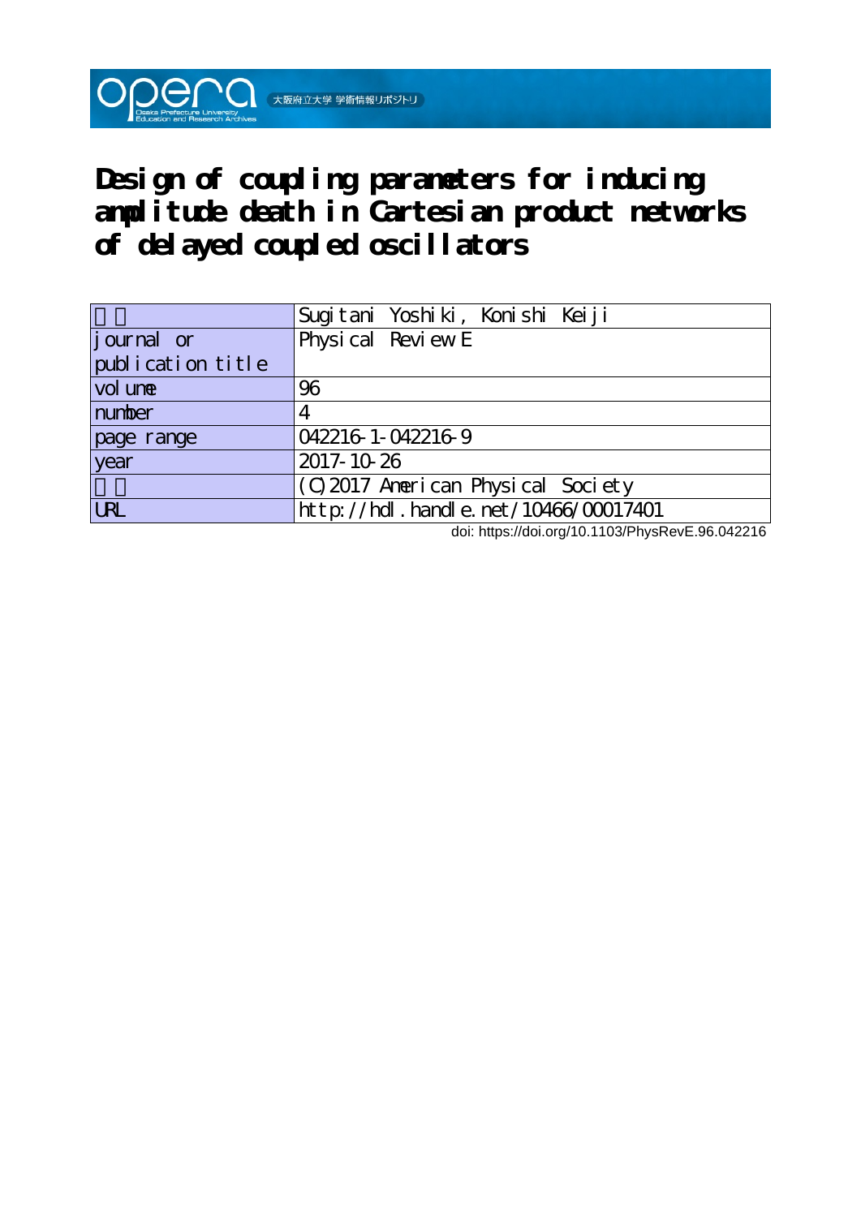# Design of coupling parameters for inducing amplitude death in Cartesian product networks of delayed coupled oscillators

| | |
|---|---|
| | Sugitani Yoshiki, Konishi Keiji |
| journal or publication title | Physical Review E |
| volume | 96 |
| number | 4 |
| page range | 042216-1-042216-9 |
| year | 2017-10-26 |
| | (C)2017 American Physical Society |
| URL | http://hdl.handle.net/10466/00017401 |

doi: https://doi.org/10.1103/PhysRevE.96.042216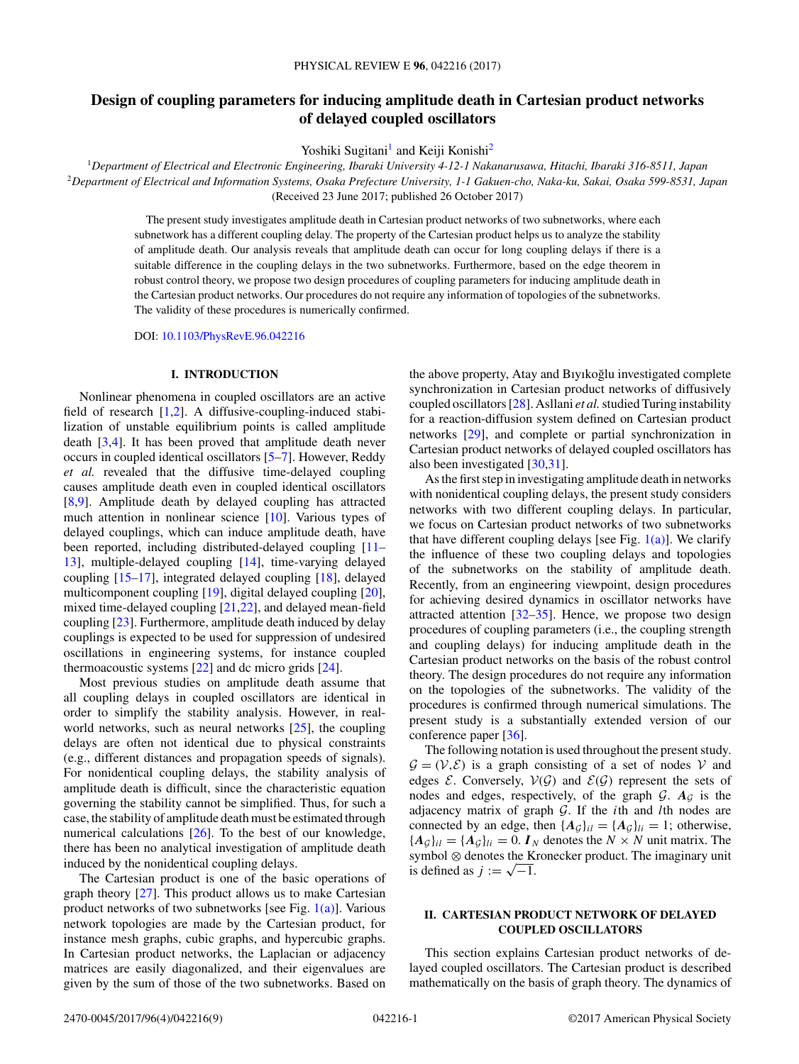# Design of coupling parameters for inducing amplitude death in Cartesian product networks of delayed coupled oscillators

Yoshiki Sugitani[1] and Keiji Konishi[2]

[1]*Department of Electrical and Electronic Engineering, Ibaraki University 4-12-1 Nakanarusawa, Hitachi, Ibaraki 316-8511, Japan*
[2]*Department of Electrical and Information Systems, Osaka Prefecture University, 1-1 Gakuen-cho, Naka-ku, Sakai, Osaka 599-8531, Japan*
(Received 23 June 2017; published 26 October 2017)

The present study investigates amplitude death in Cartesian product networks of two subnetworks, where each subnetwork has a different coupling delay. The property of the Cartesian product helps us to analyze the stability of amplitude death. Our analysis reveals that amplitude death can occur for long coupling delays if there is a suitable difference in the coupling delays in the two subnetworks. Furthermore, based on the edge theorem in robust control theory, we propose two design procedures of coupling parameters for inducing amplitude death in the Cartesian product networks. Our procedures do not require any information of topologies of the subnetworks. The validity of these procedures is numerically confirmed.

DOI: 10.1103/PhysRevE.96.042216

## I. INTRODUCTION

Nonlinear phenomena in coupled oscillators are an active field of research [1,2]. A diffusive-coupling-induced stabilization of unstable equilibrium points is called amplitude death [3,4]. It has been proved that amplitude death never occurs in coupled identical oscillators [5–7]. However, Reddy *et al.* revealed that the diffusive time-delayed coupling causes amplitude death even in coupled identical oscillators [8,9]. Amplitude death by delayed coupling has attracted much attention in nonlinear science [10]. Various types of delayed couplings, which can induce amplitude death, have been reported, including distributed-delayed coupling [11–13], multiple-delayed coupling [14], time-varying delayed coupling [15–17], integrated delayed coupling [18], delayed multicomponent coupling [19], digital delayed coupling [20], mixed time-delayed coupling [21,22], and delayed mean-field coupling [23]. Furthermore, amplitude death induced by delay couplings is expected to be used for suppression of undesired oscillations in engineering systems, for instance coupled thermoacoustic systems [22] and dc micro grids [24].

Most previous studies on amplitude death assume that all coupling delays in coupled oscillators are identical in order to simplify the stability analysis. However, in real-world networks, such as neural networks [25], the coupling delays are often not identical due to physical constraints (e.g., different distances and propagation speeds of signals). For nonidentical coupling delays, the stability analysis of amplitude death is difficult, since the characteristic equation governing the stability cannot be simplified. Thus, for such a case, the stability of amplitude death must be estimated through numerical calculations [26]. To the best of our knowledge, there has been no analytical investigation of amplitude death induced by the nonidentical coupling delays.

The Cartesian product is one of the basic operations of graph theory [27]. This product allows us to make Cartesian product networks of two subnetworks [see Fig. 1(a)]. Various network topologies are made by the Cartesian product, for instance mesh graphs, cubic graphs, and hypercubic graphs. In Cartesian product networks, the Laplacian or adjacency matrices are easily diagonalized, and their eigenvalues are given by the sum of those of the two subnetworks. Based on the above property, Atay and Bıyıkoğlu investigated complete synchronization in Cartesian product networks of diffusively coupled oscillators [28]. Asllani *et al.* studied Turing instability for a reaction-diffusion system defined on Cartesian product networks [29], and complete or partial synchronization in Cartesian product networks of delayed coupled oscillators has also been investigated [30,31].

As the first step in investigating amplitude death in networks with nonidentical coupling delays, the present study considers networks with two different coupling delays. In particular, we focus on Cartesian product networks of two subnetworks that have different coupling delays [see Fig. 1(a)]. We clarify the influence of these two coupling delays and topologies of the subnetworks on the stability of amplitude death. Recently, from an engineering viewpoint, design procedures for achieving desired dynamics in oscillator networks have attracted attention [32–35]. Hence, we propose two design procedures of coupling parameters (i.e., the coupling strength and coupling delays) for inducing amplitude death in the Cartesian product networks on the basis of the robust control theory. The design procedures do not require any information on the topologies of the subnetworks. The validity of the procedures is confirmed through numerical simulations. The present study is a substantially extended version of our conference paper [36].

The following notation is used throughout the present study. $\mathcal{G} = (\mathcal{V}, \mathcal{E})$ is a graph consisting of a set of nodes $\mathcal{V}$ and edges $\mathcal{E}$. Conversely, $\mathcal{V}(\mathcal{G})$ and $\mathcal{E}(\mathcal{G})$ represent the sets of nodes and edges, respectively, of the graph $\mathcal{G}$. $\boldsymbol{A}_{\mathcal{G}}$ is the adjacency matrix of graph $\mathcal{G}$. If the $i$th and $l$th nodes are connected by an edge, then $\{\boldsymbol{A}_{\mathcal{G}}\}_{il} = \{\boldsymbol{A}_{\mathcal{G}}\}_{li} = 1$; otherwise, $\{\boldsymbol{A}_{\mathcal{G}}\}_{il} = \{\boldsymbol{A}_{\mathcal{G}}\}_{li} = 0$. $\boldsymbol{I}_N$ denotes the $N \times N$ unit matrix. The symbol $\otimes$ denotes the Kronecker product. The imaginary unit is defined as $j := \sqrt{-1}$.

## II. CARTESIAN PRODUCT NETWORK OF DELAYED COUPLED OSCILLATORS

This section explains Cartesian product networks of delayed coupled oscillators. The Cartesian product is described mathematically on the basis of graph theory. The dynamics of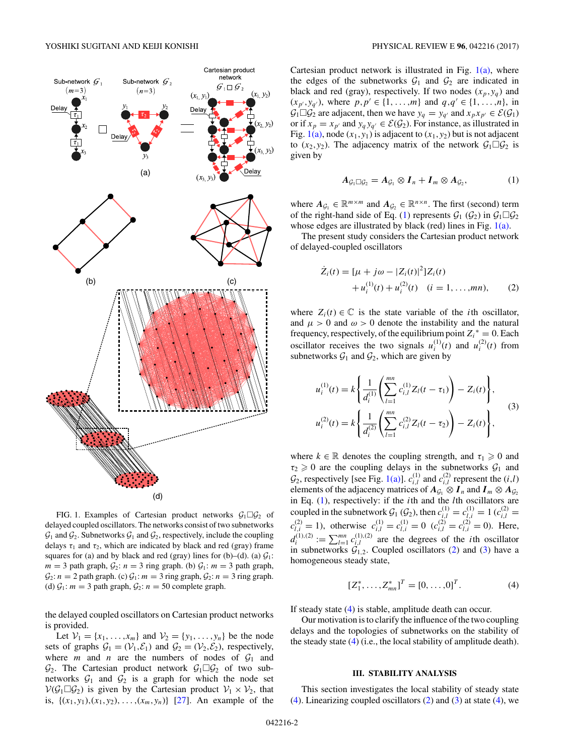FIG. 1. Examples of Cartesian product networks $\mathcal{G}_1 \square \mathcal{G}_2$ of delayed coupled oscillators. The networks consist of two subnetworks $\mathcal{G}_1$ and $\mathcal{G}_2$. Subnetworks $\mathcal{G}_1$ and $\mathcal{G}_2$, respectively, include the coupling delays $\tau_1$ and $\tau_2$, which are indicated by black and red (gray) frame squares for (a) and by black and red (gray) lines for (b)–(d). (a) $\mathcal{G}_1$: $m = 3$ path graph, $\mathcal{G}_2$: $n = 3$ ring graph. (b) $\mathcal{G}_1$: $m = 3$ path graph, $\mathcal{G}_2$: $n = 2$ path graph. (c) $\mathcal{G}_1$: $m = 3$ ring graph, $\mathcal{G}_2$: $n = 3$ ring graph. (d) $\mathcal{G}_1$: $m = 3$ path graph, $\mathcal{G}_2$: $n = 50$ complete graph.

the delayed coupled oscillators on Cartesian product networks is provided.

Let $\mathcal{V}_1 = \{x_1, \ldots, x_m\}$ and $\mathcal{V}_2 = \{y_1, \ldots, y_n\}$ be the node sets of graphs $\mathcal{G}_1 = (\mathcal{V}_1, \mathcal{E}_1)$ and $\mathcal{G}_2 = (\mathcal{V}_2, \mathcal{E}_2)$, respectively, where $m$ and $n$ are the numbers of nodes of $\mathcal{G}_1$ and $\mathcal{G}_2$. The Cartesian product network $\mathcal{G}_1 \square \mathcal{G}_2$ of two subnetworks $\mathcal{G}_1$ and $\mathcal{G}_2$ is a graph for which the node set $\mathcal{V}(\mathcal{G}_1 \square \mathcal{G}_2)$ is given by the Cartesian product $\mathcal{V}_1 \times \mathcal{V}_2$, that is, $\{(x_1, y_1), (x_1, y_2), \ldots, (x_m, y_n)\}$ [27]. An example of the Cartesian product network is illustrated in Fig. 1(a), where the edges of the subnetworks $\mathcal{G}_1$ and $\mathcal{G}_2$ are indicated in black and red (gray), respectively. If two nodes $(x_p, y_q)$ and $(x_{p'}, y_{q'})$, where $p, p' \in \{1, \ldots, m\}$ and $q, q' \in \{1, \ldots, n\}$, in $\mathcal{G}_1 \square \mathcal{G}_2$ are adjacent, then we have $y_q = y_{q'}$ and $x_p x_{p'} \in \mathcal{E}(\mathcal{G}_1)$ or if $x_p = x_{p'}$ and $y_q y_{q'} \in \mathcal{E}(\mathcal{G}_2)$. For instance, as illustrated in Fig. 1(a), node $(x_1, y_1)$ is adjacent to $(x_1, y_2)$ but is not adjacent to $(x_2, y_2)$. The adjacency matrix of the network $\mathcal{G}_1 \square \mathcal{G}_2$ is given by

$$
\boldsymbol{A}_{\mathcal{G}_1 \square \mathcal{G}_2} = \boldsymbol{A}_{\mathcal{G}_1} \otimes \boldsymbol{I}_n + \boldsymbol{I}_m \otimes \boldsymbol{A}_{\mathcal{G}_2}, \tag{1}
$$

where $\boldsymbol{A}_{\mathcal{G}_1} \in \mathbb{R}^{m \times m}$ and $\boldsymbol{A}_{\mathcal{G}_2} \in \mathbb{R}^{n \times n}$. The first (second) term of the right-hand side of Eq. (1) represents $\mathcal{G}_1$ ($\mathcal{G}_2$) in $\mathcal{G}_1 \square \mathcal{G}_2$ whose edges are illustrated by black (red) lines in Fig. 1(a).

The present study considers the Cartesian product network of delayed-coupled oscillators

$$
\begin{aligned}
\dot{Z}_i(t) = {} & [\mu + j\omega - |Z_i(t)|^2] Z_i(t) \\
& + u_i^{(1)}(t) + u_i^{(2)}(t) \quad (i = 1, \ldots, mn),
\end{aligned} \tag{2}
$$

where $Z_i(t) \in \mathbb{C}$ is the state variable of the $i$th oscillator, and $\mu > 0$ and $\omega > 0$ denote the instability and the natural frequency, respectively, of the equilibrium point $Z_i{}^* = 0$. Each oscillator receives the two signals $u_i^{(1)}(t)$ and $u_i^{(2)}(t)$ from subnetworks $\mathcal{G}_1$ and $\mathcal{G}_2$, which are given by

$$
\begin{aligned}
u_i^{(1)}(t) &= k \left\{ \frac{1}{d_i^{(1)}} \left( \sum_{l=1}^{mn} c_{i,l}^{(1)} Z_l(t - \tau_1) \right) - Z_i(t) \right\}, \\
u_i^{(2)}(t) &= k \left\{ \frac{1}{d_i^{(2)}} \left( \sum_{l=1}^{mn} c_{i,l}^{(2)} Z_l(t - \tau_2) \right) - Z_i(t) \right\},
\end{aligned} \tag{3}
$$

where $k \in \mathbb{R}$ denotes the coupling strength, and $\tau_1 \geqslant 0$ and $\tau_2 \geqslant 0$ are the coupling delays in the subnetworks $\mathcal{G}_1$ and $\mathcal{G}_2$, respectively [see Fig. 1(a)]. $c_{i,l}^{(1)}$ and $c_{i,l}^{(2)}$ represent the $(i,l)$ elements of the adjacency matrices of $\boldsymbol{A}_{\mathcal{G}_1} \otimes \boldsymbol{I}_n$ and $\boldsymbol{I}_m \otimes \boldsymbol{A}_{\mathcal{G}_2}$ in Eq. (1), respectively: if the $i$th and the $l$th oscillators are coupled in the subnetwork $\mathcal{G}_1$ ($\mathcal{G}_2$), then $c_{i,l}^{(1)} = c_{l,i}^{(1)} = 1$ ($c_{i,l}^{(2)} = c_{l,i}^{(2)} = 1$), otherwise $c_{i,l}^{(1)} = c_{l,i}^{(1)} = 0$ ($c_{i,l}^{(2)} = c_{l,i}^{(2)} = 0$). Here, $d_i^{(1),(2)} := \sum_{l=1}^{mn} c_{i,l}^{(1),(2)}$ are the degrees of the $i$th oscillator in subnetworks $\mathcal{G}_{1,2}$. Coupled oscillators (2) and (3) have a homogeneous steady state,

$$
[Z_1^*, \ldots, Z_{mn}^*]^T = [0, \ldots, 0]^T. \tag{4}
$$

If steady state (4) is stable, amplitude death can occur.

Our motivation is to clarify the influence of the two coupling delays and the topologies of subnetworks on the stability of the steady state (4) (i.e., the local stability of amplitude death).

## III. STABILITY ANALYSIS

This section investigates the local stability of steady state (4). Linearizing coupled oscillators (2) and (3) at state (4), we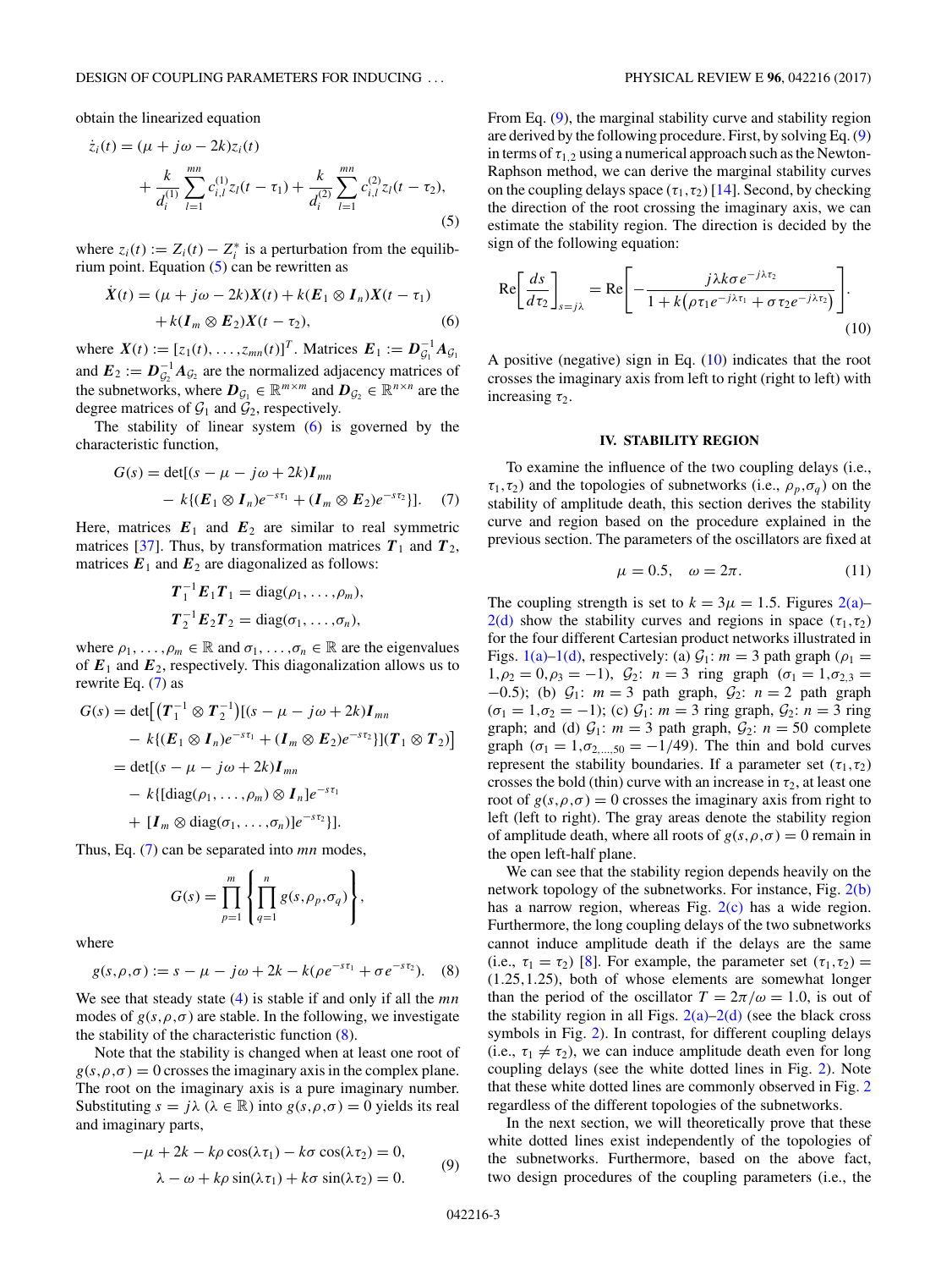obtain the linearized equation

$$\dot{z}_i(t) = (\mu + j\omega - 2k)z_i(t) + \frac{k}{d_i^{(1)}}\sum_{l=1}^{mn} c_{i,l}^{(1)} z_l(t-\tau_1) + \frac{k}{d_i^{(2)}}\sum_{l=1}^{mn} c_{i,l}^{(2)} z_l(t-\tau_2), \tag{5}$$

where $z_i(t) := Z_i(t) - Z_i^*$ is a perturbation from the equilibrium point. Equation (5) can be rewritten as

$$\dot{\boldsymbol{X}}(t) = (\mu + j\omega - 2k)\boldsymbol{X}(t) + k(\boldsymbol{E}_1 \otimes \boldsymbol{I}_n)\boldsymbol{X}(t-\tau_1) + k(\boldsymbol{I}_m \otimes \boldsymbol{E}_2)\boldsymbol{X}(t-\tau_2), \tag{6}$$

where $\boldsymbol{X}(t) := [z_1(t),\ldots,z_{mn}(t)]^T$. Matrices $\boldsymbol{E}_1 := \boldsymbol{D}_{\mathcal{G}_1}^{-1}\boldsymbol{A}_{\mathcal{G}_1}$ and $\boldsymbol{E}_2 := \boldsymbol{D}_{\mathcal{G}_2}^{-1}\boldsymbol{A}_{\mathcal{G}_2}$ are the normalized adjacency matrices of the subnetworks, where $\boldsymbol{D}_{\mathcal{G}_1} \in \mathbb{R}^{m\times m}$ and $\boldsymbol{D}_{\mathcal{G}_2} \in \mathbb{R}^{n\times n}$ are the degree matrices of $\mathcal{G}_1$ and $\mathcal{G}_2$, respectively.

The stability of linear system (6) is governed by the characteristic function,

$$G(s) = \det[(s - \mu - j\omega + 2k)\boldsymbol{I}_{mn} - k\{(\boldsymbol{E}_1 \otimes \boldsymbol{I}_n)e^{-s\tau_1} + (\boldsymbol{I}_m \otimes \boldsymbol{E}_2)e^{-s\tau_2}\}]. \tag{7}$$

Here, matrices $\boldsymbol{E}_1$ and $\boldsymbol{E}_2$ are similar to real symmetric matrices [37]. Thus, by transformation matrices $\boldsymbol{T}_1$ and $\boldsymbol{T}_2$, matrices $\boldsymbol{E}_1$ and $\boldsymbol{E}_2$ are diagonalized as follows:

$$\boldsymbol{T}_1^{-1}\boldsymbol{E}_1\boldsymbol{T}_1 = \mathrm{diag}(\rho_1,\ldots,\rho_m),$$
$$\boldsymbol{T}_2^{-1}\boldsymbol{E}_2\boldsymbol{T}_2 = \mathrm{diag}(\sigma_1,\ldots,\sigma_n),$$

where $\rho_1,\ldots,\rho_m \in \mathbb{R}$ and $\sigma_1,\ldots,\sigma_n \in \mathbb{R}$ are the eigenvalues of $\boldsymbol{E}_1$ and $\boldsymbol{E}_2$, respectively. This diagonalization allows us to rewrite Eq. (7) as

$$\begin{aligned}
G(s) &= \det\big[\big(\boldsymbol{T}_1^{-1} \otimes \boldsymbol{T}_2^{-1}\big)[(s - \mu - j\omega + 2k)\boldsymbol{I}_{mn} - k\{(\boldsymbol{E}_1 \otimes \boldsymbol{I}_n)e^{-s\tau_1} + (\boldsymbol{I}_m \otimes \boldsymbol{E}_2)e^{-s\tau_2}\}](\boldsymbol{T}_1 \otimes \boldsymbol{T}_2)\big] \\
&= \det[(s - \mu - j\omega + 2k)\boldsymbol{I}_{mn} - k\{[\mathrm{diag}(\rho_1,\ldots,\rho_m) \otimes \boldsymbol{I}_n]e^{-s\tau_1} + [\boldsymbol{I}_m \otimes \mathrm{diag}(\sigma_1,\ldots,\sigma_n)]e^{-s\tau_2}\}].
\end{aligned}$$

Thus, Eq. (7) can be separated into $mn$ modes,

$$G(s) = \prod_{p=1}^{m}\left\{\prod_{q=1}^{n} g(s,\rho_p,\sigma_q)\right\},$$

where

$$g(s,\rho,\sigma) := s - \mu - j\omega + 2k - k(\rho e^{-s\tau_1} + \sigma e^{-s\tau_2}). \tag{8}$$

We see that steady state (4) is stable if and only if all the $mn$ modes of $g(s,\rho,\sigma)$ are stable. In the following, we investigate the stability of the characteristic function (8).

Note that the stability is changed when at least one root of $g(s,\rho,\sigma) = 0$ crosses the imaginary axis in the complex plane. The root on the imaginary axis is a pure imaginary number. Substituting $s = j\lambda$ ($\lambda \in \mathbb{R}$) into $g(s,\rho,\sigma) = 0$ yields its real and imaginary parts,

$$\begin{aligned}
-\mu + 2k - k\rho\cos(\lambda\tau_1) - k\sigma\cos(\lambda\tau_2) &= 0, \\
\lambda - \omega + k\rho\sin(\lambda\tau_1) + k\sigma\sin(\lambda\tau_2) &= 0.
\end{aligned} \tag{9}$$

From Eq. (9), the marginal stability curve and stability region are derived by the following procedure. First, by solving Eq. (9) in terms of $\tau_{1,2}$ using a numerical approach such as the Newton-Raphson method, we can derive the marginal stability curves on the coupling delays space $(\tau_1,\tau_2)$ [14]. Second, by checking the direction of the root crossing the imaginary axis, we can estimate the stability region. The direction is decided by the sign of the following equation:

$$\mathrm{Re}\left[\frac{ds}{d\tau_2}\right]_{s=j\lambda} = \mathrm{Re}\left[-\frac{j\lambda k\sigma e^{-j\lambda\tau_2}}{1 + k\big(\rho\tau_1 e^{-j\lambda\tau_1} + \sigma\tau_2 e^{-j\lambda\tau_2}\big)}\right]. \tag{10}$$

A positive (negative) sign in Eq. (10) indicates that the root crosses the imaginary axis from left to right (right to left) with increasing $\tau_2$.

## IV. STABILITY REGION

To examine the influence of the two coupling delays (i.e., $\tau_1,\tau_2$) and the topologies of subnetworks (i.e., $\rho_p,\sigma_q$) on the stability of amplitude death, this section derives the stability curve and region based on the procedure explained in the previous section. The parameters of the oscillators are fixed at

$$\mu = 0.5, \quad \omega = 2\pi. \tag{11}$$

The coupling strength is set to $k = 3\mu = 1.5$. Figures 2(a)–2(d) show the stability curves and regions in space $(\tau_1,\tau_2)$ for the four different Cartesian product networks illustrated in Figs. 1(a)–1(d), respectively: (a) $\mathcal{G}_1$: $m = 3$ path graph ($\rho_1 = 1, \rho_2 = 0, \rho_3 = -1$), $\mathcal{G}_2$: $n = 3$ ring graph ($\sigma_1 = 1, \sigma_{2,3} = -0.5$); (b) $\mathcal{G}_1$: $m = 3$ path graph, $\mathcal{G}_2$: $n = 2$ path graph ($\sigma_1 = 1, \sigma_2 = -1$); (c) $\mathcal{G}_1$: $m = 3$ ring graph, $\mathcal{G}_2$: $n = 3$ ring graph; and (d) $\mathcal{G}_1$: $m = 3$ path graph, $\mathcal{G}_2$: $n = 50$ complete graph ($\sigma_1 = 1, \sigma_{2,\ldots,50} = -1/49$). The thin and bold curves represent the stability boundaries. If a parameter set $(\tau_1,\tau_2)$ crosses the bold (thin) curve with an increase in $\tau_2$, at least one root of $g(s,\rho,\sigma) = 0$ crosses the imaginary axis from right to left (left to right). The gray areas denote the stability region of amplitude death, where all roots of $g(s,\rho,\sigma) = 0$ remain in the open left-half plane.

We can see that the stability region depends heavily on the network topology of the subnetworks. For instance, Fig. 2(b) has a narrow region, whereas Fig. 2(c) has a wide region. Furthermore, the long coupling delays of the two subnetworks cannot induce amplitude death if the delays are the same (i.e., $\tau_1 = \tau_2$) [8]. For example, the parameter set $(\tau_1,\tau_2) = (1.25,1.25)$, both of whose elements are somewhat longer than the period of the oscillator $T = 2\pi/\omega = 1.0$, is out of the stability region in all Figs. 2(a)–2(d) (see the black cross symbols in Fig. 2). In contrast, for different coupling delays (i.e., $\tau_1 \neq \tau_2$), we can induce amplitude death even for long coupling delays (see the white dotted lines in Fig. 2). Note that these white dotted lines are commonly observed in Fig. 2 regardless of the different topologies of the subnetworks.

In the next section, we will theoretically prove that these white dotted lines exist independently of the topologies of the subnetworks. Furthermore, based on the above fact, two design procedures of the coupling parameters (i.e., the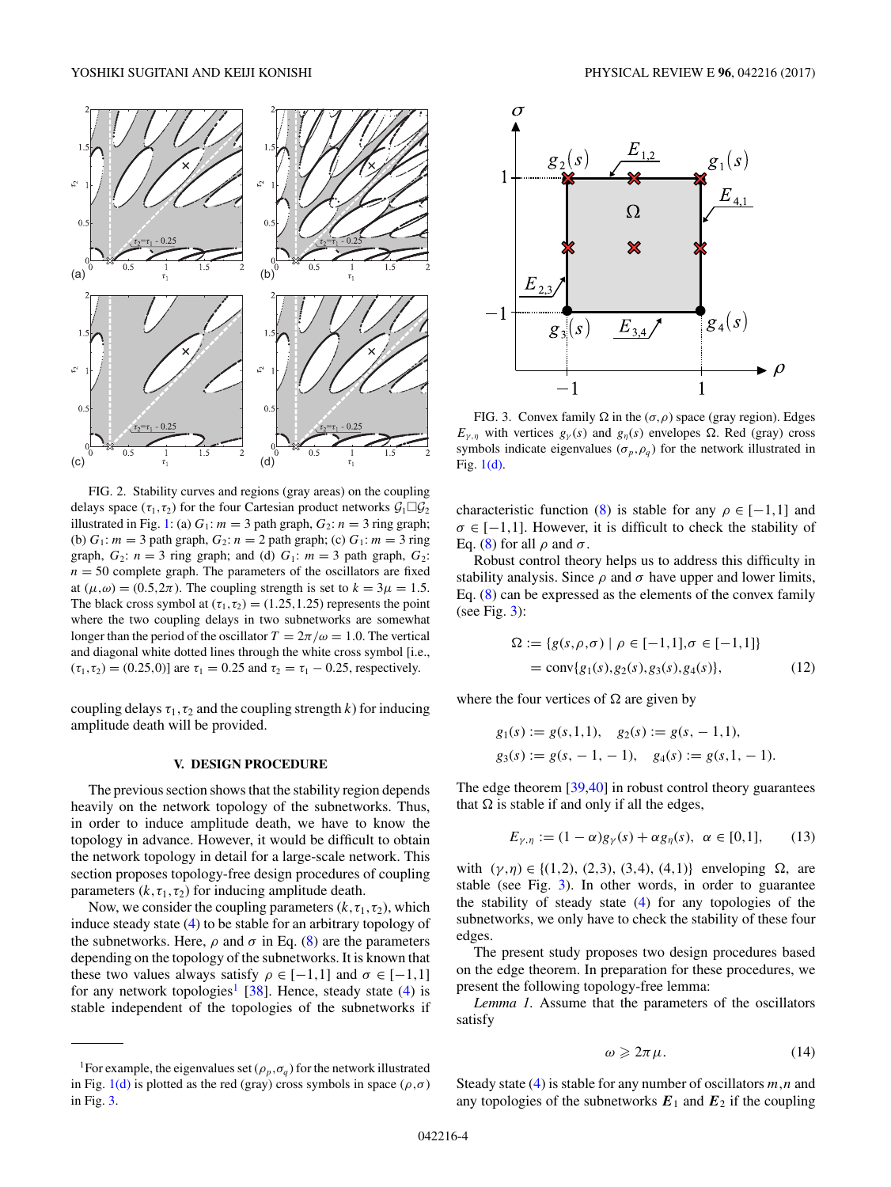FIG. 2. Stability curves and regions (gray areas) on the coupling delays space $(\tau_1,\tau_2)$ for the four Cartesian product networks $\mathcal{G}_1\Box\mathcal{G}_2$ illustrated in Fig. 1: (a) $G_1$: $m=3$ path graph, $G_2$: $n=3$ ring graph; (b) $G_1$: $m=3$ path graph, $G_2$: $n=2$ path graph; (c) $G_1$: $m=3$ ring graph, $G_2$: $n=3$ ring graph; and (d) $G_1$: $m=3$ path graph, $G_2$: $n=50$ complete graph. The parameters of the oscillators are fixed at $(\mu,\omega)=(0.5,2\pi)$. The coupling strength is set to $k=3\mu=1.5$. The black cross symbol at $(\tau_1,\tau_2)=(1.25,1.25)$ represents the point where the two coupling delays in two subnetworks are somewhat longer than the period of the oscillator $T=2\pi/\omega=1.0$. The vertical and diagonal white dotted lines through the white cross symbol [i.e., $(\tau_1,\tau_2)=(0.25,0)$] are $\tau_1=0.25$ and $\tau_2=\tau_1-0.25$, respectively.

coupling delays $\tau_1,\tau_2$ and the coupling strength $k$) for inducing amplitude death will be provided.

## V. DESIGN PROCEDURE

The previous section shows that the stability region depends heavily on the network topology of the subnetworks. Thus, in order to induce amplitude death, we have to know the topology in advance. However, it would be difficult to obtain the network topology in detail for a large-scale network. This section proposes topology-free design procedures of coupling parameters $(k,\tau_1,\tau_2)$ for inducing amplitude death.

Now, we consider the coupling parameters $(k,\tau_1,\tau_2)$, which induce steady state (4) to be stable for an arbitrary topology of the subnetworks. Here, $\rho$ and $\sigma$ in Eq. (8) are the parameters depending on the topology of the subnetworks. It is known that these two values always satisfy $\rho\in[-1,1]$ and $\sigma\in[-1,1]$ for any network topologies[1] [38]. Hence, steady state (4) is stable independent of the topologies of the subnetworks if characteristic function (8) is stable for any $\rho\in[-1,1]$ and $\sigma\in[-1,1]$. However, it is difficult to check the stability of Eq. (8) for all $\rho$ and $\sigma$.

[1] For example, the eigenvalues set $(\rho_p,\sigma_q)$ for the network illustrated in Fig. 1(d) is plotted as the red (gray) cross symbols in space $(\rho,\sigma)$ in Fig. 3.

FIG. 3. Convex family $\Omega$ in the $(\sigma,\rho)$ space (gray region). Edges $E_{\gamma,\eta}$ with vertices $g_\gamma(s)$ and $g_\eta(s)$ envelopes $\Omega$. Red (gray) cross symbols indicate eigenvalues $(\sigma_p,\rho_q)$ for the network illustrated in Fig. 1(d).

Robust control theory helps us to address this difficulty in stability analysis. Since $\rho$ and $\sigma$ have upper and lower limits, Eq. (8) can be expressed as the elements of the convex family (see Fig. 3):

$$\begin{aligned}\Omega &:= \{g(s,\rho,\sigma)\mid \rho\in[-1,1],\sigma\in[-1,1]\}\\ &= \text{conv}\{g_1(s),g_2(s),g_3(s),g_4(s)\},\end{aligned}\tag{12}$$

where the four vertices of $\Omega$ are given by

$$g_1(s):=g(s,1,1),\quad g_2(s):=g(s,-1,1),$$
$$g_3(s):=g(s,-1,-1),\quad g_4(s):=g(s,1,-1).$$

The edge theorem [39,40] in robust control theory guarantees that $\Omega$ is stable if and only if all the edges,

$$E_{\gamma,\eta}:=(1-\alpha)g_\gamma(s)+\alpha g_\eta(s),\ \alpha\in[0,1],\tag{13}$$

with $(\gamma,\eta)\in\{(1,2),(2,3),(3,4),(4,1)\}$ enveloping $\Omega$, are stable (see Fig. 3). In other words, in order to guarantee the stability of steady state (4) for any topologies of the subnetworks, we only have to check the stability of these four edges.

The present study proposes two design procedures based on the edge theorem. In preparation for these procedures, we present the following topology-free lemma:

*Lemma 1.* Assume that the parameters of the oscillators satisfy

$$\omega\geqslant 2\pi\mu.\tag{14}$$

Steady state (4) is stable for any number of oscillators $m,n$ and any topologies of the subnetworks $\boldsymbol{E}_1$ and $\boldsymbol{E}_2$ if the coupling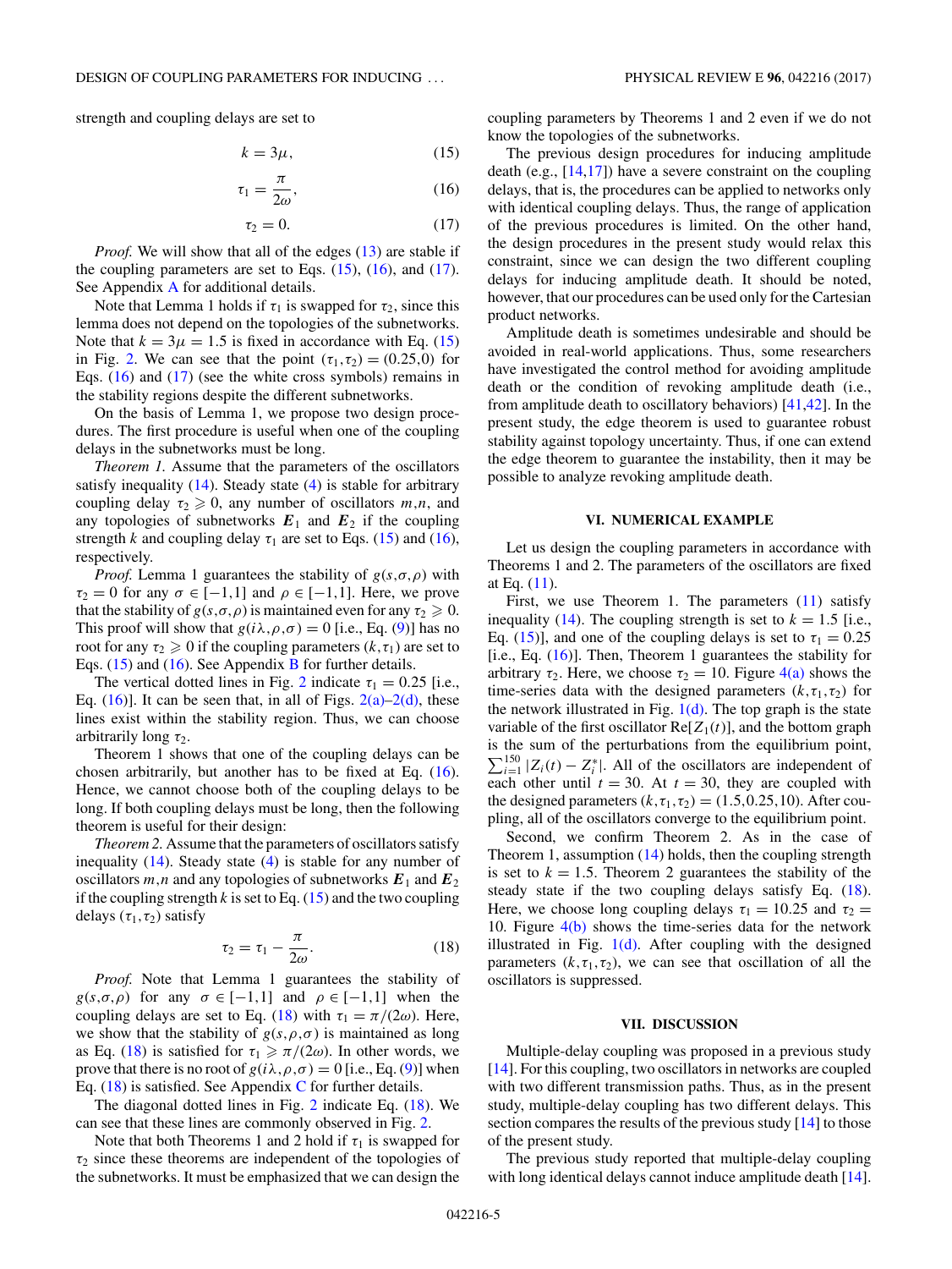strength and coupling delays are set to

$$k = 3\mu, \tag{15}$$

$$\tau_1 = \frac{\pi}{2\omega}, \tag{16}$$

$$\tau_2 = 0. \tag{17}$$

*Proof.* We will show that all of the edges (13) are stable if the coupling parameters are set to Eqs. (15), (16), and (17). See Appendix A for additional details.

Note that Lemma 1 holds if $\tau_1$ is swapped for $\tau_2$, since this lemma does not depend on the topologies of the subnetworks. Note that $k = 3\mu = 1.5$ is fixed in accordance with Eq. (15) in Fig. 2. We can see that the point $(\tau_1,\tau_2) = (0.25,0)$ for Eqs. (16) and (17) (see the white cross symbols) remains in the stability regions despite the different subnetworks.

On the basis of Lemma 1, we propose two design procedures. The first procedure is useful when one of the coupling delays in the subnetworks must be long.

*Theorem 1.* Assume that the parameters of the oscillators satisfy inequality (14). Steady state (4) is stable for arbitrary coupling delay $\tau_2 \geqslant 0$, any number of oscillators $m,n$, and any topologies of subnetworks $\boldsymbol{E}_1$ and $\boldsymbol{E}_2$ if the coupling strength $k$ and coupling delay $\tau_1$ are set to Eqs. (15) and (16), respectively.

*Proof.* Lemma 1 guarantees the stability of $g(s,\sigma,\rho)$ with $\tau_2 = 0$ for any $\sigma \in [-1,1]$ and $\rho \in [-1,1]$. Here, we prove that the stability of $g(s,\sigma,\rho)$ is maintained even for any $\tau_2 \geqslant 0$. This proof will show that $g(i\lambda,\rho,\sigma) = 0$ [i.e., Eq. (9)] has no root for any $\tau_2 \geqslant 0$ if the coupling parameters $(k,\tau_1)$ are set to Eqs. (15) and (16). See Appendix B for further details.

The vertical dotted lines in Fig. 2 indicate $\tau_1 = 0.25$ [i.e., Eq. (16)]. It can be seen that, in all of Figs. 2(a)–2(d), these lines exist within the stability region. Thus, we can choose arbitrarily long $\tau_2$.

Theorem 1 shows that one of the coupling delays can be chosen arbitrarily, but another has to be fixed at Eq. (16). Hence, we cannot choose both of the coupling delays to be long. If both coupling delays must be long, then the following theorem is useful for their design:

*Theorem 2.* Assume that the parameters of oscillators satisfy inequality (14). Steady state (4) is stable for any number of oscillators $m,n$ and any topologies of subnetworks $\boldsymbol{E}_1$ and $\boldsymbol{E}_2$ if the coupling strength $k$ is set to Eq. (15) and the two coupling delays $(\tau_1,\tau_2)$ satisfy

$$\tau_2 = \tau_1 - \frac{\pi}{2\omega}. \tag{18}$$

*Proof.* Note that Lemma 1 guarantees the stability of $g(s,\sigma,\rho)$ for any $\sigma \in [-1,1]$ and $\rho \in [-1,1]$ when the coupling delays are set to Eq. (18) with $\tau_1 = \pi/(2\omega)$. Here, we show that the stability of $g(s,\rho,\sigma)$ is maintained as long as Eq. (18) is satisfied for $\tau_1 \geqslant \pi/(2\omega)$. In other words, we prove that there is no root of $g(i\lambda,\rho,\sigma) = 0$ [i.e., Eq. (9)] when Eq. (18) is satisfied. See Appendix C for further details.

The diagonal dotted lines in Fig. 2 indicate Eq. (18). We can see that these lines are commonly observed in Fig. 2.

Note that both Theorems 1 and 2 hold if $\tau_1$ is swapped for $\tau_2$ since these theorems are independent of the topologies of the subnetworks. It must be emphasized that we can design the coupling parameters by Theorems 1 and 2 even if we do not know the topologies of the subnetworks.

The previous design procedures for inducing amplitude death (e.g., [14,17]) have a severe constraint on the coupling delays, that is, the procedures can be applied to networks only with identical coupling delays. Thus, the range of application of the previous procedures is limited. On the other hand, the design procedures in the present study would relax this constraint, since we can design the two different coupling delays for inducing amplitude death. It should be noted, however, that our procedures can be used only for the Cartesian product networks.

Amplitude death is sometimes undesirable and should be avoided in real-world applications. Thus, some researchers have investigated the control method for avoiding amplitude death or the condition of revoking amplitude death (i.e., from amplitude death to oscillatory behaviors) [41,42]. In the present study, the edge theorem is used to guarantee robust stability against topology uncertainty. Thus, if one can extend the edge theorem to guarantee the instability, then it may be possible to analyze revoking amplitude death.

## VI. NUMERICAL EXAMPLE

Let us design the coupling parameters in accordance with Theorems 1 and 2. The parameters of the oscillators are fixed at Eq. (11).

First, we use Theorem 1. The parameters (11) satisfy inequality (14). The coupling strength is set to $k = 1.5$ [i.e., Eq. (15)], and one of the coupling delays is set to $\tau_1 = 0.25$ [i.e., Eq. (16)]. Then, Theorem 1 guarantees the stability for arbitrary $\tau_2$. Here, we choose $\tau_2 = 10$. Figure 4(a) shows the time-series data with the designed parameters $(k,\tau_1,\tau_2)$ for the network illustrated in Fig. 1(d). The top graph is the state variable of the first oscillator $\mathrm{Re}[Z_1(t)]$, and the bottom graph is the sum of the perturbations from the equilibrium point, $\sum_{i=1}^{150} |Z_i(t) - Z_i^*|$. All of the oscillators are independent of each other until $t = 30$. At $t = 30$, they are coupled with the designed parameters $(k,\tau_1,\tau_2) = (1.5,0.25,10)$. After coupling, all of the oscillators converge to the equilibrium point.

Second, we confirm Theorem 2. As in the case of Theorem 1, assumption (14) holds, then the coupling strength is set to $k = 1.5$. Theorem 2 guarantees the stability of the steady state if the two coupling delays satisfy Eq. (18). Here, we choose long coupling delays $\tau_1 = 10.25$ and $\tau_2 = 10$. Figure 4(b) shows the time-series data for the network illustrated in Fig. 1(d). After coupling with the designed parameters $(k,\tau_1,\tau_2)$, we can see that oscillation of all the oscillators is suppressed.

## VII. DISCUSSION

Multiple-delay coupling was proposed in a previous study [14]. For this coupling, two oscillators in networks are coupled with two different transmission paths. Thus, as in the present study, multiple-delay coupling has two different delays. This section compares the results of the previous study [14] to those of the present study.

The previous study reported that multiple-delay coupling with long identical delays cannot induce amplitude death [14].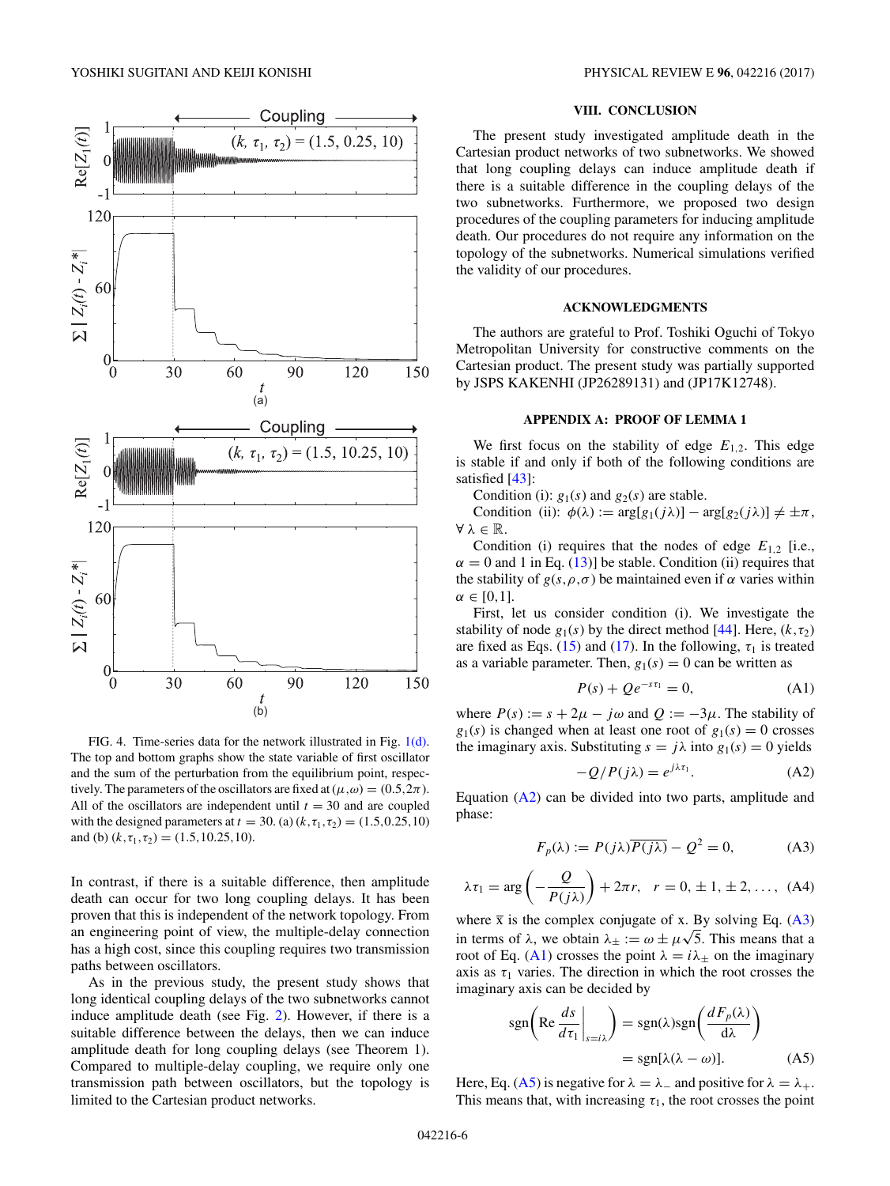FIG. 4. Time-series data for the network illustrated in Fig. 1(d). The top and bottom graphs show the state variable of first oscillator and the sum of the perturbation from the equilibrium point, respectively. The parameters of the oscillators are fixed at $(\mu,\omega) = (0.5, 2\pi)$. All of the oscillators are independent until $t = 30$ and are coupled with the designed parameters at $t = 30$. (a) $(k,\tau_1,\tau_2) = (1.5, 0.25, 10)$ and (b) $(k,\tau_1,\tau_2) = (1.5, 10.25, 10)$.

In contrast, if there is a suitable difference, then amplitude death can occur for two long coupling delays. It has been proven that this is independent of the network topology. From an engineering point of view, the multiple-delay connection has a high cost, since this coupling requires two transmission paths between oscillators.

As in the previous study, the present study shows that long identical coupling delays of the two subnetworks cannot induce amplitude death (see Fig. 2). However, if there is a suitable difference between the delays, then we can induce amplitude death for long coupling delays (see Theorem 1). Compared to multiple-delay coupling, we require only one transmission path between oscillators, but the topology is limited to the Cartesian product networks.

## VIII. CONCLUSION

The present study investigated amplitude death in the Cartesian product networks of two subnetworks. We showed that long coupling delays can induce amplitude death if there is a suitable difference in the coupling delays of the two subnetworks. Furthermore, we proposed two design procedures of the coupling parameters for inducing amplitude death. Our procedures do not require any information on the topology of the subnetworks. Numerical simulations verified the validity of our procedures.

## ACKNOWLEDGMENTS

The authors are grateful to Prof. Toshiki Oguchi of Tokyo Metropolitan University for constructive comments on the Cartesian product. The present study was partially supported by JSPS KAKENHI (JP26289131) and (JP17K12748).

## APPENDIX A: PROOF OF LEMMA 1

We first focus on the stability of edge $E_{1,2}$. This edge is stable if and only if both of the following conditions are satisfied [43]:

Condition (i): $g_1(s)$ and $g_2(s)$ are stable.

Condition (ii): $\phi(\lambda) := \arg[g_1(j\lambda)] - \arg[g_2(j\lambda)] \neq \pm\pi$, $\forall\, \lambda \in \mathbb{R}$.

Condition (i) requires that the nodes of edge $E_{1,2}$ [i.e., $\alpha = 0$ and 1 in Eq. (13)] be stable. Condition (ii) requires that the stability of $g(s,\rho,\sigma)$ be maintained even if $\alpha$ varies within $\alpha \in [0,1]$.

First, let us consider condition (i). We investigate the stability of node $g_1(s)$ by the direct method [44]. Here, $(k,\tau_2)$ are fixed as Eqs. (15) and (17). In the following, $\tau_1$ is treated as a variable parameter. Then, $g_1(s) = 0$ can be written as

$$P(s) + Qe^{-s\tau_1} = 0, \tag{A1}$$

where $P(s) := s + 2\mu - j\omega$ and $Q := -3\mu$. The stability of $g_1(s)$ is changed when at least one root of $g_1(s) = 0$ crosses the imaginary axis. Substituting $s = j\lambda$ into $g_1(s) = 0$ yields

$$-Q/P(j\lambda) = e^{j\lambda\tau_1}. \tag{A2}$$

Equation (A2) can be divided into two parts, amplitude and phase:

$$F_p(\lambda) := P(j\lambda)\overline{P(j\lambda)} - Q^2 = 0, \tag{A3}$$

$$\lambda\tau_1 = \arg\left(-\frac{Q}{P(j\lambda)}\right) + 2\pi r, \quad r = 0, \pm 1, \pm 2, \ldots, \tag{A4}$$

where $\bar{x}$ is the complex conjugate of x. By solving Eq. (A3) in terms of $\lambda$, we obtain $\lambda_\pm := \omega \pm \mu\sqrt{5}$. This means that a root of Eq. (A1) crosses the point $\lambda = i\lambda_\pm$ on the imaginary axis as $\tau_1$ varies. The direction in which the root crosses the imaginary axis can be decided by

$$\begin{aligned}\mathrm{sgn}\left(\mathrm{Re}\left.\frac{ds}{d\tau_1}\right|_{s=i\lambda}\right) &= \mathrm{sgn}(\lambda)\mathrm{sgn}\left(\frac{dF_p(\lambda)}{d\lambda}\right) \\ &= \mathrm{sgn}[\lambda(\lambda - \omega)].\end{aligned} \tag{A5}$$

Here, Eq. (A5) is negative for $\lambda = \lambda_-$ and positive for $\lambda = \lambda_+$. This means that, with increasing $\tau_1$, the root crosses the point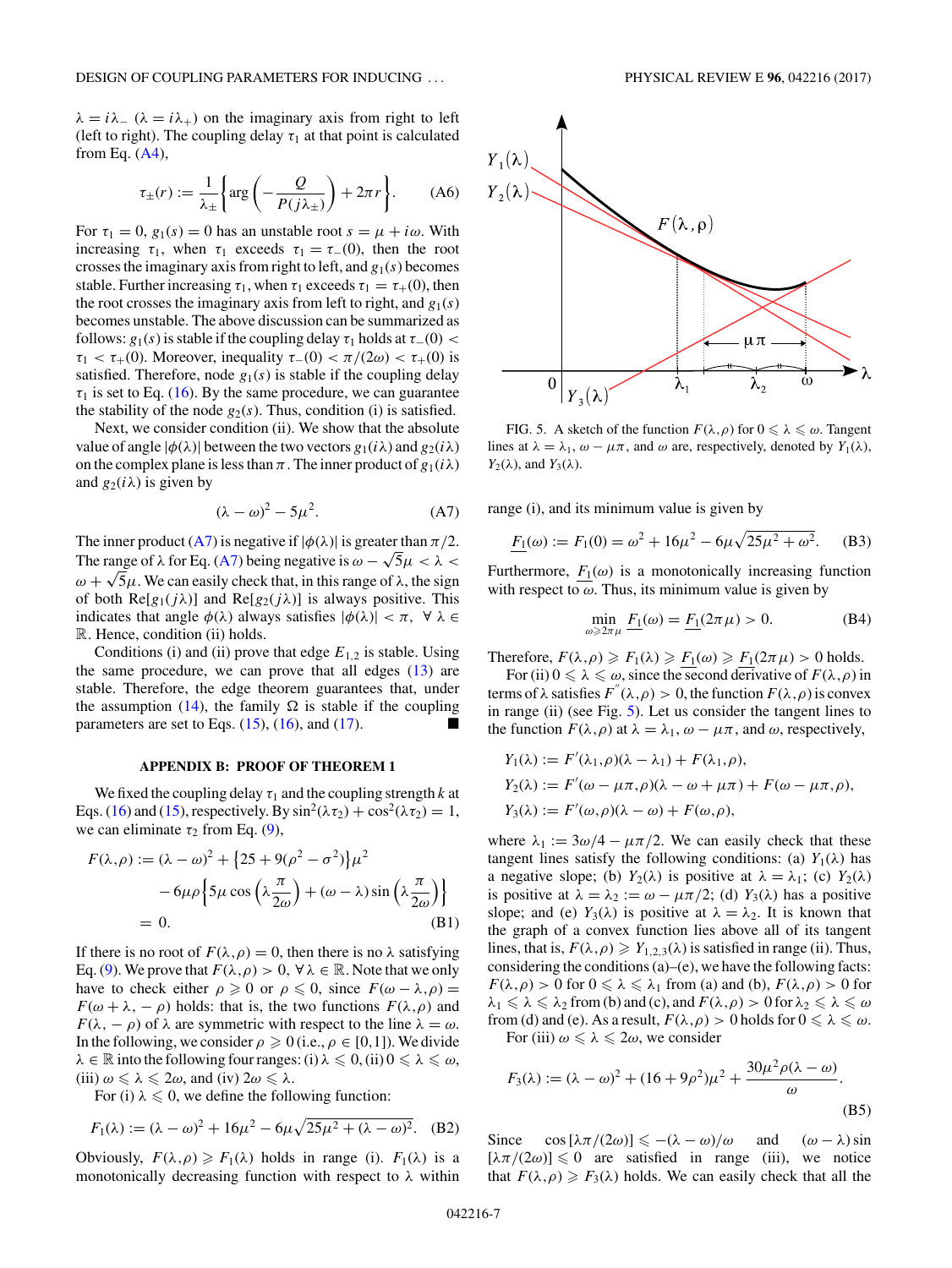$\lambda = i\lambda_-$ ($\lambda = i\lambda_+$) on the imaginary axis from right to left (left to right). The coupling delay $\tau_1$ at that point is calculated from Eq. (A4),

$$\tau_\pm(r) := \frac{1}{\lambda_\pm}\left\{\arg\left(-\frac{Q}{P(j\lambda_\pm)}\right) + 2\pi r\right\}. \tag{A6}$$

For $\tau_1 = 0$, $g_1(s) = 0$ has an unstable root $s = \mu + i\omega$. With increasing $\tau_1$, when $\tau_1$ exceeds $\tau_1 = \tau_-(0)$, then the root crosses the imaginary axis from right to left, and $g_1(s)$ becomes stable. Further increasing $\tau_1$, when $\tau_1$ exceeds $\tau_1 = \tau_+(0)$, then the root crosses the imaginary axis from left to right, and $g_1(s)$ becomes unstable. The above discussion can be summarized as follows: $g_1(s)$ is stable if the coupling delay $\tau_1$ holds at $\tau_-(0) < \tau_1 < \tau_+(0)$. Moreover, inequality $\tau_-(0) < \pi/(2\omega) < \tau_+(0)$ is satisfied. Therefore, node $g_1(s)$ is stable if the coupling delay $\tau_1$ is set to Eq. (16). By the same procedure, we can guarantee the stability of the node $g_2(s)$. Thus, condition (i) is satisfied.

Next, we consider condition (ii). We show that the absolute value of angle $|\phi(\lambda)|$ between the two vectors $g_1(i\lambda)$ and $g_2(i\lambda)$ on the complex plane is less than $\pi$. The inner product of $g_1(i\lambda)$ and $g_2(i\lambda)$ is given by

$$(\lambda - \omega)^2 - 5\mu^2. \tag{A7}$$

The inner product (A7) is negative if $|\phi(\lambda)|$ is greater than $\pi/2$. The range of $\lambda$ for Eq. (A7) being negative is $\omega - \sqrt{5}\mu < \lambda < \omega + \sqrt{5}\mu$. We can easily check that, in this range of $\lambda$, the sign of both $\mathrm{Re}[g_1(j\lambda)]$ and $\mathrm{Re}[g_2(j\lambda)]$ is always positive. This indicates that angle $\phi(\lambda)$ always satisfies $|\phi(\lambda)| < \pi,\ \forall\ \lambda \in \mathbb{R}$. Hence, condition (ii) holds.

Conditions (i) and (ii) prove that edge $E_{1,2}$ is stable. Using the same procedure, we can prove that all edges (13) are stable. Therefore, the edge theorem guarantees that, under the assumption (14), the family $\Omega$ is stable if the coupling parameters are set to Eqs. (15), (16), and (17). ■

### APPENDIX B: PROOF OF THEOREM 1

We fixed the coupling delay $\tau_1$ and the coupling strength $k$ at Eqs. (16) and (15), respectively. By $\sin^2(\lambda\tau_2) + \cos^2(\lambda\tau_2) = 1$, we can eliminate $\tau_2$ from Eq. (9),

$$\begin{aligned} F(\lambda,\rho) &:= (\lambda - \omega)^2 + \{25 + 9(\rho^2 - \sigma^2)\}\mu^2 \\ &\quad - 6\mu\rho\left\{5\mu\cos\left(\lambda\frac{\pi}{2\omega}\right) + (\omega - \lambda)\sin\left(\lambda\frac{\pi}{2\omega}\right)\right\} \\ &= 0. \end{aligned} \tag{B1}$$

If there is no root of $F(\lambda,\rho) = 0$, then there is no $\lambda$ satisfying Eq. (9). We prove that $F(\lambda,\rho) > 0,\ \forall\ \lambda \in \mathbb{R}$. Note that we only have to check either $\rho \geqslant 0$ or $\rho \leqslant 0$, since $F(\omega - \lambda,\rho) = F(\omega + \lambda, -\rho)$ holds: that is, the two functions $F(\lambda,\rho)$ and $F(\lambda, -\rho)$ of $\lambda$ are symmetric with respect to the line $\lambda = \omega$. In the following, we consider $\rho \geqslant 0$ (i.e., $\rho \in [0,1]$). We divide $\lambda \in \mathbb{R}$ into the following four ranges: (i) $\lambda \leqslant 0$, (ii) $0 \leqslant \lambda \leqslant \omega$, (iii) $\omega \leqslant \lambda \leqslant 2\omega$, and (iv) $2\omega \leqslant \lambda$.

For (i) $\lambda \leqslant 0$, we define the following function:

$$F_1(\lambda) := (\lambda - \omega)^2 + 16\mu^2 - 6\mu\sqrt{25\mu^2 + (\lambda - \omega)^2}. \tag{B2}$$

Obviously, $F(\lambda,\rho) \geqslant F_1(\lambda)$ holds in range (i). $F_1(\lambda)$ is a monotonically decreasing function with respect to $\lambda$ within range (i), and its minimum value is given by

$$\underline{F_1}(\omega) := F_1(0) = \omega^2 + 16\mu^2 - 6\mu\sqrt{25\mu^2 + \omega^2}. \tag{B3}$$

Furthermore, $\underline{F_1}(\omega)$ is a monotonically increasing function with respect to $\omega$. Thus, its minimum value is given by

$$\min_{\omega \geqslant 2\pi\mu} \underline{F_1}(\omega) = \underline{F_1}(2\pi\mu) > 0. \tag{B4}$$

Therefore, $F(\lambda,\rho) \geqslant F_1(\lambda) \geqslant \underline{F_1}(\omega) \geqslant \underline{F_1}(2\pi\mu) > 0$ holds.

For (ii) $0 \leqslant \lambda \leqslant \omega$, since the second derivative of $F(\lambda,\rho)$ in terms of $\lambda$ satisfies $F''(\lambda,\rho) > 0$, the function $F(\lambda,\rho)$ is convex in range (ii) (see Fig. 5). Let us consider the tangent lines to the function $F(\lambda,\rho)$ at $\lambda = \lambda_1$, $\omega - \mu\pi$, and $\omega$, respectively,

$$\begin{aligned} Y_1(\lambda) &:= F'(\lambda_1,\rho)(\lambda - \lambda_1) + F(\lambda_1,\rho), \\ Y_2(\lambda) &:= F'(\omega - \mu\pi,\rho)(\lambda - \omega + \mu\pi) + F(\omega - \mu\pi,\rho), \\ Y_3(\lambda) &:= F'(\omega,\rho)(\lambda - \omega) + F(\omega,\rho), \end{aligned}$$

where $\lambda_1 := 3\omega/4 - \mu\pi/2$. We can easily check that these tangent lines satisfy the following conditions: (a) $Y_1(\lambda)$ has a negative slope; (b) $Y_2(\lambda)$ is positive at $\lambda = \lambda_1$; (c) $Y_2(\lambda)$ is positive at $\lambda = \lambda_2 := \omega - \mu\pi/2$; (d) $Y_3(\lambda)$ has a positive slope; and (e) $Y_3(\lambda)$ is positive at $\lambda = \lambda_2$. It is known that the graph of a convex function lies above all of its tangent lines, that is, $F(\lambda,\rho) \geqslant Y_{1,2,3}(\lambda)$ is satisfied in range (ii). Thus, considering the conditions (a)–(e), we have the following facts: $F(\lambda,\rho) > 0$ for $0 \leqslant \lambda \leqslant \lambda_1$ from (a) and (b), $F(\lambda,\rho) > 0$ for $\lambda_1 \leqslant \lambda \leqslant \lambda_2$ from (b) and (c), and $F(\lambda,\rho) > 0$ for $\lambda_2 \leqslant \lambda \leqslant \omega$ from (d) and (e). As a result, $F(\lambda,\rho) > 0$ holds for $0 \leqslant \lambda \leqslant \omega$.

FIG. 5. A sketch of the function $F(\lambda,\rho)$ for $0 \leqslant \lambda \leqslant \omega$. Tangent lines at $\lambda = \lambda_1$, $\omega - \mu\pi$, and $\omega$ are, respectively, denoted by $Y_1(\lambda)$, $Y_2(\lambda)$, and $Y_3(\lambda)$.

For (iii) $\omega \leqslant \lambda \leqslant 2\omega$, we consider

$$F_3(\lambda) := (\lambda - \omega)^2 + (16 + 9\rho^2)\mu^2 + \frac{30\mu^2\rho(\lambda - \omega)}{\omega}. \tag{B5}$$

Since $\cos[\lambda\pi/(2\omega)] \leqslant -(\lambda - \omega)/\omega$ and $(\omega - \lambda)\sin[\lambda\pi/(2\omega)] \leqslant 0$ are satisfied in range (iii), we notice that $F(\lambda,\rho) \geqslant F_3(\lambda)$ holds. We can easily check that all the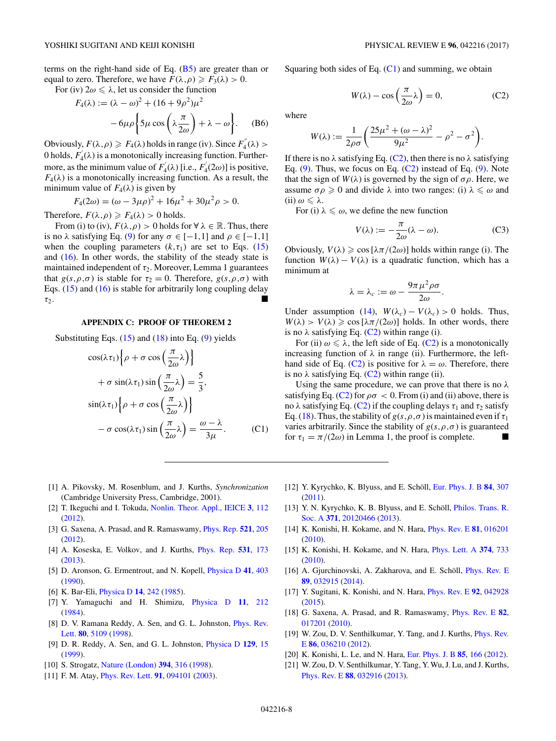terms on the right-hand side of Eq. (B5) are greater than or equal to zero. Therefore, we have $F(\lambda,\rho) \geqslant F_3(\lambda) > 0$.

For (iv) $2\omega \leqslant \lambda$, let us consider the function

$$F_4(\lambda) := (\lambda-\omega)^2 + (16+9\rho^2)\mu^2 - 6\mu\rho\left\{5\mu\cos\left(\lambda\frac{\pi}{2\omega}\right) + \lambda - \omega\right\}. \quad \text{(B6)}$$

Obviously, $F(\lambda,\rho) \geqslant F_4(\lambda)$ holds in range (iv). Since $F_4''(\lambda) > 0$ holds, $F_4'(\lambda)$ is a monotonically increasing function. Furthermore, as the minimum value of $F_4'(\lambda)$ [i.e., $F_4'(2\omega)$] is positive, $F_4(\lambda)$ is a monotonically increasing function. As a result, the minimum value of $F_4(\lambda)$ is given by

$$F_4(2\omega) = (\omega - 3\mu\rho)^2 + 16\mu^2 + 30\mu^2\rho > 0.$$

Therefore, $F(\lambda,\rho) \geqslant F_4(\lambda) > 0$ holds.

From (i) to (iv), $F(\lambda,\rho) > 0$ holds for $\forall\, \lambda \in \mathbb{R}$. Thus, there is no $\lambda$ satisfying Eq. (9) for any $\sigma \in [-1,1]$ and $\rho \in [-1,1]$ when the coupling parameters $(k,\tau_1)$ are set to Eqs. (15) and (16). In other words, the stability of the steady state is maintained independent of $\tau_2$. Moreover, Lemma 1 guarantees that $g(s,\rho,\sigma)$ is stable for $\tau_2 = 0$. Therefore, $g(s,\rho,\sigma)$ with Eqs. (15) and (16) is stable for arbitrarily long coupling delay $\tau_2$. ■

## APPENDIX C: PROOF OF THEOREM 2

Substituting Eqs. (15) and (18) into Eq. (9) yields

$$\cos(\lambda\tau_1)\left\{\rho + \sigma\cos\left(\frac{\pi}{2\omega}\lambda\right)\right\} + \sigma\sin(\lambda\tau_1)\sin\left(\frac{\pi}{2\omega}\lambda\right) = \frac{5}{3},$$

$$\sin(\lambda\tau_1)\left\{\rho + \sigma\cos\left(\frac{\pi}{2\omega}\lambda\right)\right\} - \sigma\cos(\lambda\tau_1)\sin\left(\frac{\pi}{2\omega}\lambda\right) = \frac{\omega-\lambda}{3\mu}. \quad \text{(C1)}$$

Squaring both sides of Eq. (C1) and summing, we obtain

$$W(\lambda) - \cos\left(\frac{\pi}{2\omega}\lambda\right) = 0, \quad \text{(C2)}$$

where

$$W(\lambda) := \frac{1}{2\rho\sigma}\left(\frac{25\mu^2 + (\omega-\lambda)^2}{9\mu^2} - \rho^2 - \sigma^2\right).$$

If there is no $\lambda$ satisfying Eq. (C2), then there is no $\lambda$ satisfying Eq. (9). Thus, we focus on Eq. (C2) instead of Eq. (9). Note that the sign of $W(\lambda)$ is governed by the sign of $\sigma\rho$. Here, we assume $\sigma\rho \geqslant 0$ and divide $\lambda$ into two ranges: (i) $\lambda \leqslant \omega$ and (ii) $\omega \leqslant \lambda$.

For (i) $\lambda \leqslant \omega$, we define the new function

$$V(\lambda) := -\frac{\pi}{2\omega}(\lambda - \omega). \quad \text{(C3)}$$

Obviously, $V(\lambda) \geqslant \cos[\lambda\pi/(2\omega)]$ holds within range (i). The function $W(\lambda) - V(\lambda)$ is a quadratic function, which has a minimum at

$$\lambda = \lambda_c := \omega - \frac{9\pi\mu^2\rho\sigma}{2\omega}.$$

Under assumption (14), $W(\lambda_c) - V(\lambda_c) > 0$ holds. Thus, $W(\lambda) > V(\lambda) \geqslant \cos[\lambda\pi/(2\omega)]$ holds. In other words, there is no $\lambda$ satisfying Eq. (C2) within range (i).

For (ii) $\omega \leqslant \lambda$, the left side of Eq. (C2) is a monotonically increasing function of $\lambda$ in range (ii). Furthermore, the left-hand side of Eq. (C2) is positive for $\lambda = \omega$. Therefore, there is no $\lambda$ satisfying Eq. (C2) within range (ii).

Using the same procedure, we can prove that there is no $\lambda$ satisfying Eq. (C2) for $\rho\sigma < 0$. From (i) and (ii) above, there is no $\lambda$ satisfying Eq. (C2) if the coupling delays $\tau_1$ and $\tau_2$ satisfy Eq. (18). Thus, the stability of $g(s,\rho,\sigma)$ is maintained even if $\tau_1$ varies arbitrarily. Since the stability of $g(s,\rho,\sigma)$ is guaranteed for $\tau_1 = \pi/(2\omega)$ in Lemma 1, the proof is complete. ■

---

[1] A. Pikovsky, M. Rosenblum, and J. Kurths, *Synchronization* (Cambridge University Press, Cambridge, 2001).

[2] T. Ikeguchi and I. Tokuda, Nonlin. Theor. Appl., IEICE **3**, 112 (2012).

[3] G. Saxena, A. Prasad, and R. Ramaswamy, Phys. Rep. **521**, 205 (2012).

[4] A. Koseska, E. Volkov, and J. Kurths, Phys. Rep. **531**, 173 (2013).

[5] D. Aronson, G. Ermentrout, and N. Kopell, Physica D **41**, 403 (1990).

[6] K. Bar-Eli, Physica D **14**, 242 (1985).

[7] Y. Yamaguchi and H. Shimizu, Physica D **11**, 212 (1984).

[8] D. V. Ramana Reddy, A. Sen, and G. L. Johnston, Phys. Rev. Lett. **80**, 5109 (1998).

[9] D. R. Reddy, A. Sen, and G. L. Johnston, Physica D **129**, 15 (1999).

[10] S. Strogatz, Nature (London) **394**, 316 (1998).

[11] F. M. Atay, Phys. Rev. Lett. **91**, 094101 (2003).

[12] Y. Kyrychko, K. Blyuss, and E. Schöll, Eur. Phys. J. B **84**, 307 (2011).

[13] Y. N. Kyrychko, K. B. Blyuss, and E. Schöll, Philos. Trans. R. Soc. A **371**, 20120466 (2013).

[14] K. Konishi, H. Kokame, and N. Hara, Phys. Rev. E **81**, 016201 (2010).

[15] K. Konishi, H. Kokame, and N. Hara, Phys. Lett. A **374**, 733 (2010).

[16] A. Gjurchinovski, A. Zakharova, and E. Schöll, Phys. Rev. E **89**, 032915 (2014).

[17] Y. Sugitani, K. Konishi, and N. Hara, Phys. Rev. E **92**, 042928 (2015).

[18] G. Saxena, A. Prasad, and R. Ramaswamy, Phys. Rev. E **82**, 017201 (2010).

[19] W. Zou, D. V. Senthilkumar, Y. Tang, and J. Kurths, Phys. Rev. E **86**, 036210 (2012).

[20] K. Konishi, L. Le, and N. Hara, Eur. Phys. J. B **85**, 166 (2012).

[21] W. Zou, D. V. Senthilkumar, Y. Tang, Y. Wu, J. Lu, and J. Kurths, Phys. Rev. E **88**, 032916 (2013).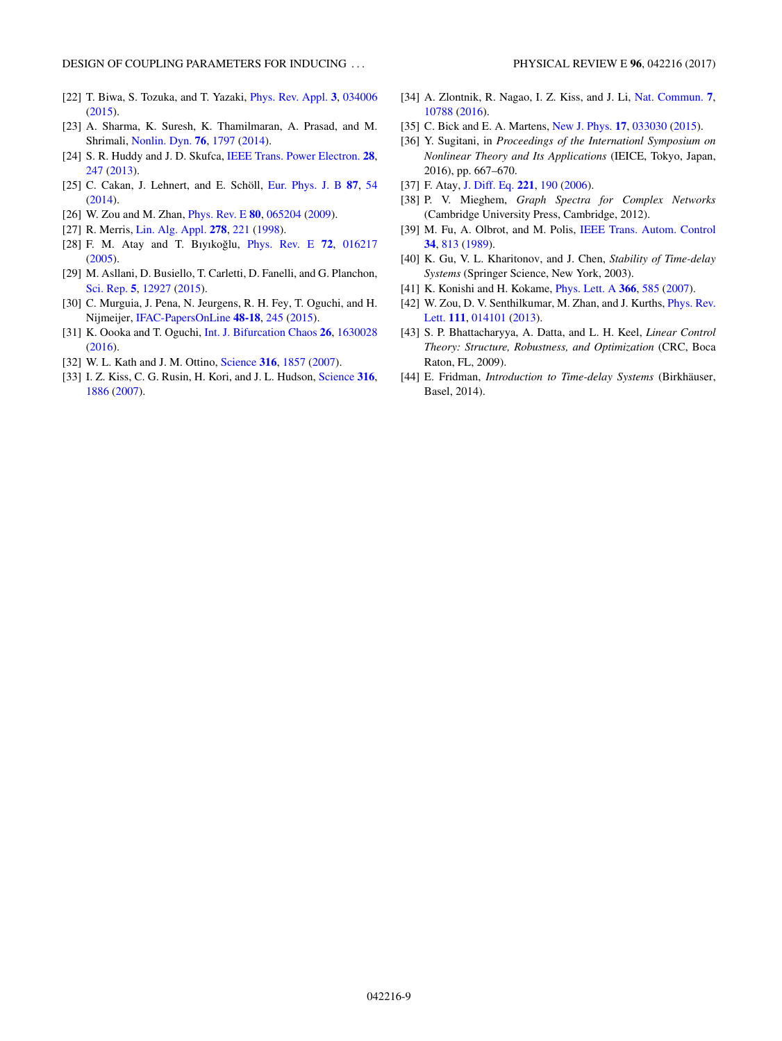[22] T. Biwa, S. Tozuka, and T. Yazaki, Phys. Rev. Appl. **3**, 034006 (2015).

[23] A. Sharma, K. Suresh, K. Thamilmaran, A. Prasad, and M. Shrimali, Nonlin. Dyn. **76**, 1797 (2014).

[24] S. R. Huddy and J. D. Skufca, IEEE Trans. Power Electron. **28**, 247 (2013).

[25] C. Cakan, J. Lehnert, and E. Schöll, Eur. Phys. J. B **87**, 54 (2014).

[26] W. Zou and M. Zhan, Phys. Rev. E **80**, 065204 (2009).

[27] R. Merris, Lin. Alg. Appl. **278**, 221 (1998).

[28] F. M. Atay and T. Bıyıkoğlu, Phys. Rev. E **72**, 016217 (2005).

[29] M. Asllani, D. Busiello, T. Carletti, D. Fanelli, and G. Planchon, Sci. Rep. **5**, 12927 (2015).

[30] C. Murguia, J. Pena, N. Jeurgens, R. H. Fey, T. Oguchi, and H. Nijmeijer, IFAC-PapersOnLine **48-18**, 245 (2015).

[31] K. Oooka and T. Oguchi, Int. J. Bifurcation Chaos **26**, 1630028 (2016).

[32] W. L. Kath and J. M. Ottino, Science **316**, 1857 (2007).

[33] I. Z. Kiss, C. G. Rusin, H. Kori, and J. L. Hudson, Science **316**, 1886 (2007).

[34] A. Zlotnik, R. Nagao, I. Z. Kiss, and J. Li, Nat. Commun. **7**, 10788 (2016).

[35] C. Bick and E. A. Martens, New J. Phys. **17**, 033030 (2015).

[36] Y. Sugitani, in *Proceedings of the Internationl Symposium on Nonlinear Theory and Its Applications* (IEICE, Tokyo, Japan, 2016), pp. 667–670.

[37] F. Atay, J. Diff. Eq. **221**, 190 (2006).

[38] P. V. Mieghem, *Graph Spectra for Complex Networks* (Cambridge University Press, Cambridge, 2012).

[39] M. Fu, A. Olbrot, and M. Polis, IEEE Trans. Autom. Control **34**, 813 (1989).

[40] K. Gu, V. L. Kharitonov, and J. Chen, *Stability of Time-delay Systems* (Springer Science, New York, 2003).

[41] K. Konishi and H. Kokame, Phys. Lett. A **366**, 585 (2007).

[42] W. Zou, D. V. Senthilkumar, M. Zhan, and J. Kurths, Phys. Rev. Lett. **111**, 014101 (2013).

[43] S. P. Bhattacharyya, A. Datta, and L. H. Keel, *Linear Control Theory: Structure, Robustness, and Optimization* (CRC, Boca Raton, FL, 2009).

[44] E. Fridman, *Introduction to Time-delay Systems* (Birkhäuser, Basel, 2014).